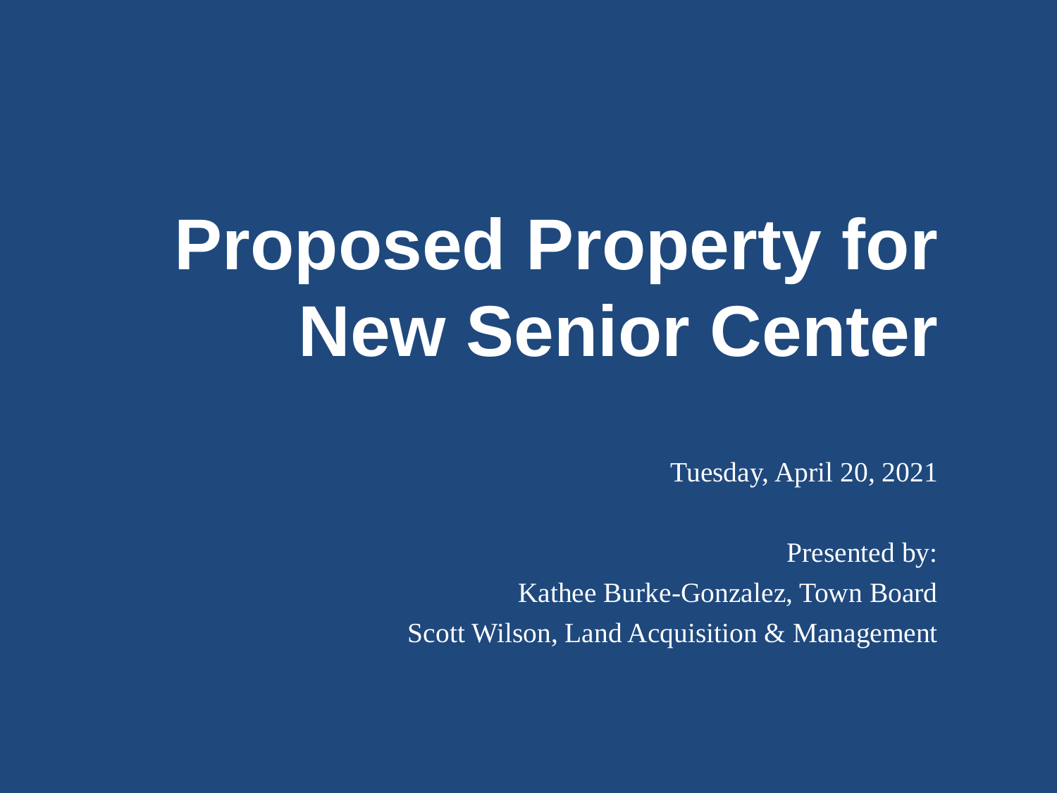# Proposed Property for New Senior Center

Tuesday, April 20, 2021

Presented by:

Kathee Burke-Gonzalez, Town Board

Scott Wilson, Land Acquisition & Management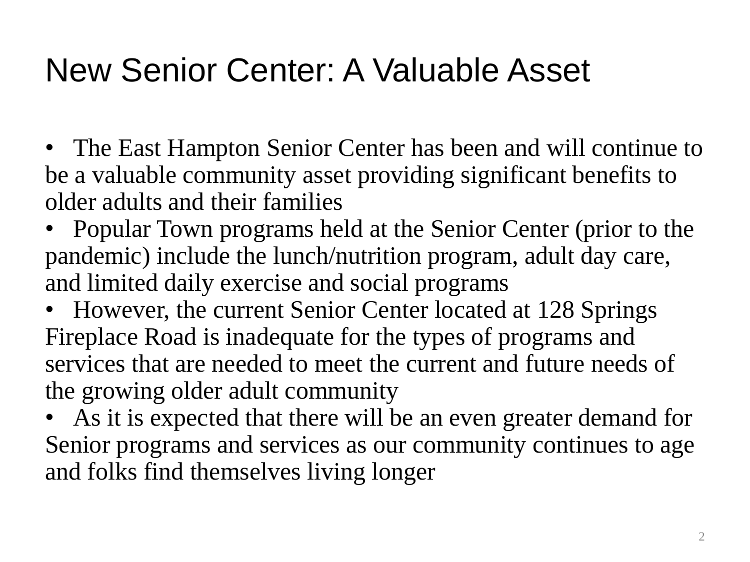# New Senior Center: A Valuable Asset

- The East Hampton Senior Center has been and will continue to be a valuable community asset providing significant benefits to older adults and their families
- Popular Town programs held at the Senior Center (prior to the pandemic) include the lunch/nutrition program, adult day care, and limited daily exercise and social programs
- However, the current Senior Center located at 128 Springs Fireplace Road is inadequate for the types of programs and services that are needed to meet the current and future needs of the growing older adult community
- As it is expected that there will be an even greater demand for Senior programs and services as our community continues to age and folks find themselves living longer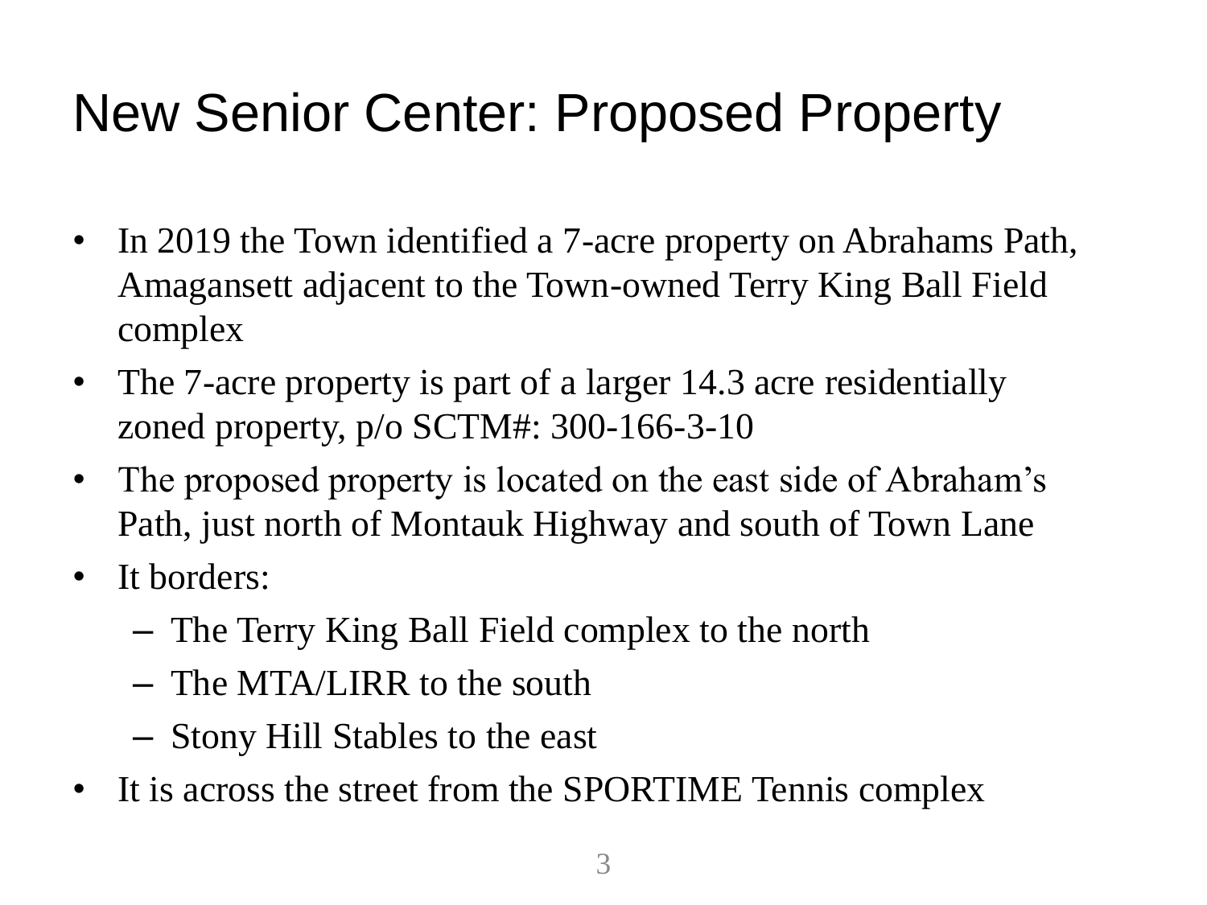# New Senior Center: Proposed Property

- In 2019 the Town identified a 7-acre property on Abrahams Path, Amagansett adjacent to the Town-owned Terry King Ball Field complex
- The 7-acre property is part of a larger 14.3 acre residentially zoned property, p/o SCTM#: 300-166-3-10
- The proposed property is located on the east side of Abraham's Path, just north of Montauk Highway and south of Town Lane
- It borders:
  - The Terry King Ball Field complex to the north
  - The MTA/LIRR to the south
  - Stony Hill Stables to the east
- It is across the street from the SPORTIME Tennis complex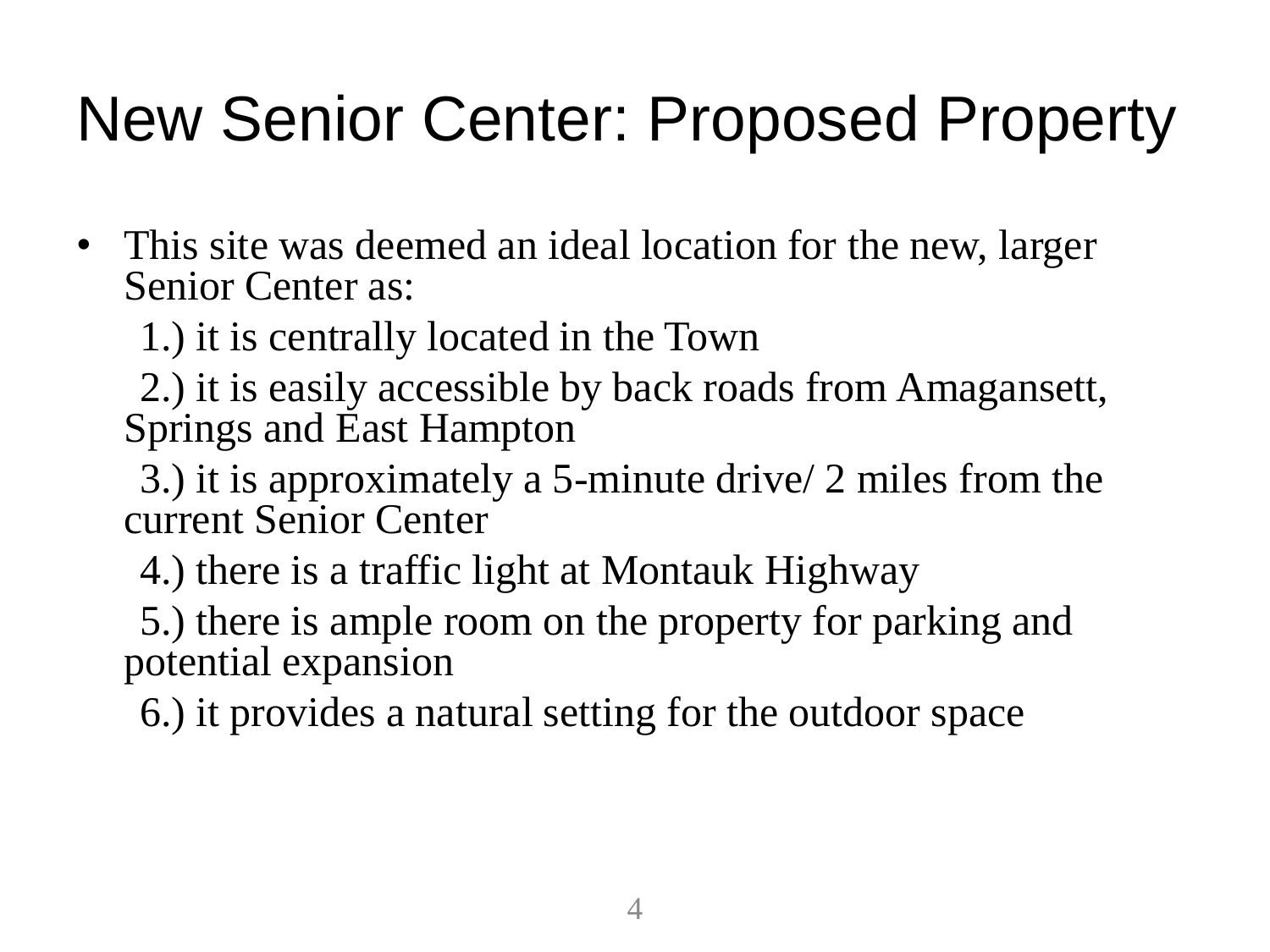# New Senior Center: Proposed Property

- This site was deemed an ideal location for the new, larger Senior Center as:

  1.) it is centrally located in the Town

  2.) it is easily accessible by back roads from Amagansett, Springs and East Hampton

  3.) it is approximately a 5-minute drive/ 2 miles from the current Senior Center

  4.) there is a traffic light at Montauk Highway

  5.) there is ample room on the property for parking and potential expansion

  6.) it provides a natural setting for the outdoor space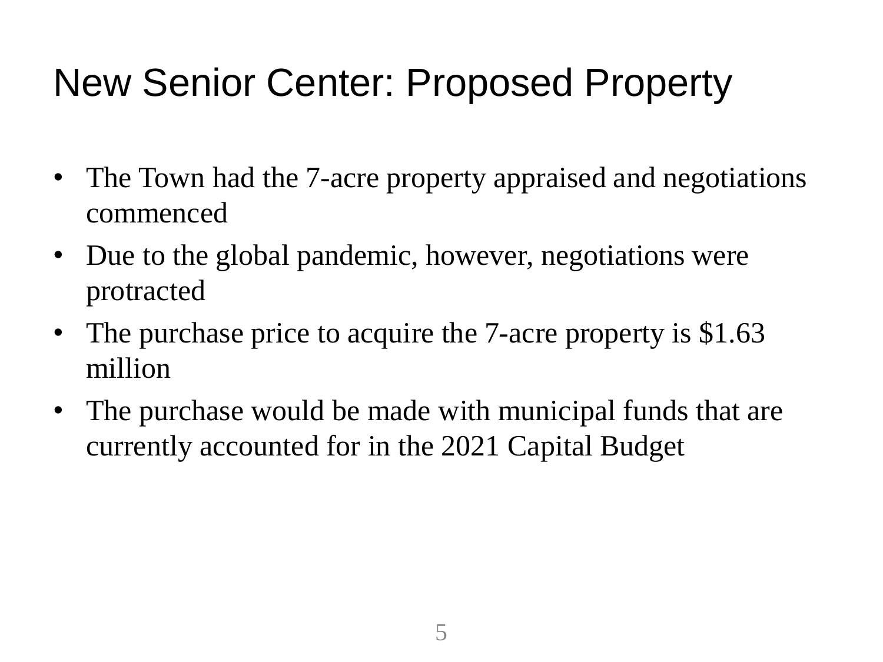# New Senior Center: Proposed Property

- The Town had the 7-acre property appraised and negotiations commenced
- Due to the global pandemic, however, negotiations were protracted
- The purchase price to acquire the 7-acre property is $1.63 million
- The purchase would be made with municipal funds that are currently accounted for in the 2021 Capital Budget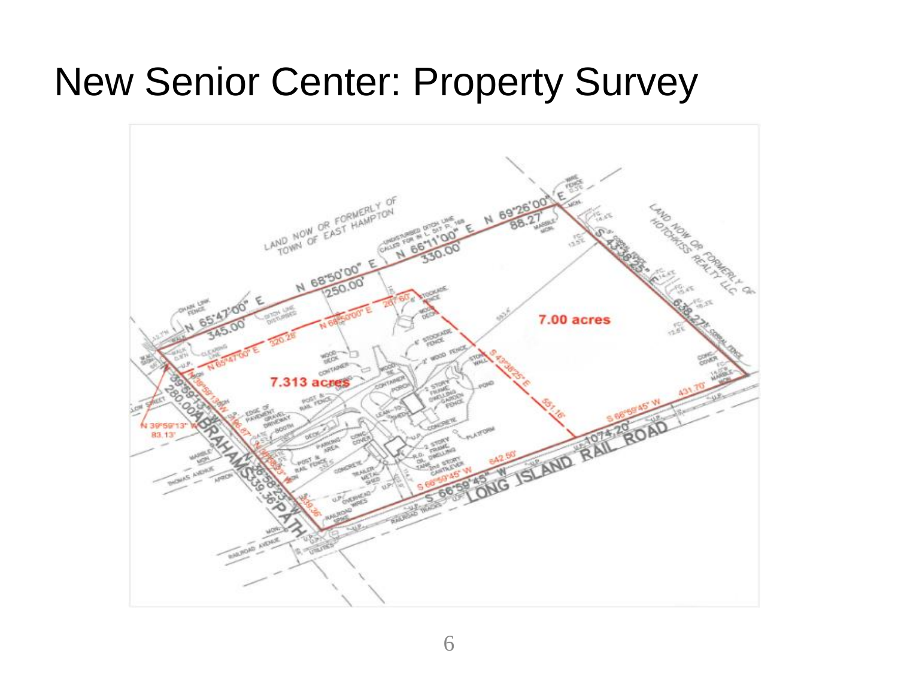# New Senior Center: Property Survey

LAND NOW OR FORMERLY OF TOWN OF EAST HAMPTON

LAND NOW OR FORMERLY OF HOTCHKISS REALTY LLC

N 65°47'00" E 345.00'

N 68°50'00" E 250.00'

N 66°11'00" E 330.00'

N 69°26'00" E 88.27'

S 43°38'25" E 638.27'

S 66°59'45" W 431.70'

S 66°59'45" W 1074.20'

S 66°59'45" W 642.50'

S 43°38'25" E 551.16'

N 65°47'00" E 320.28'

N 68°50'00" E 267.60'

N 39°59'13" W 83.13'

7.313 acres

7.00 acres

ABRAHAMS PATH

LONG ISLAND RAIL ROAD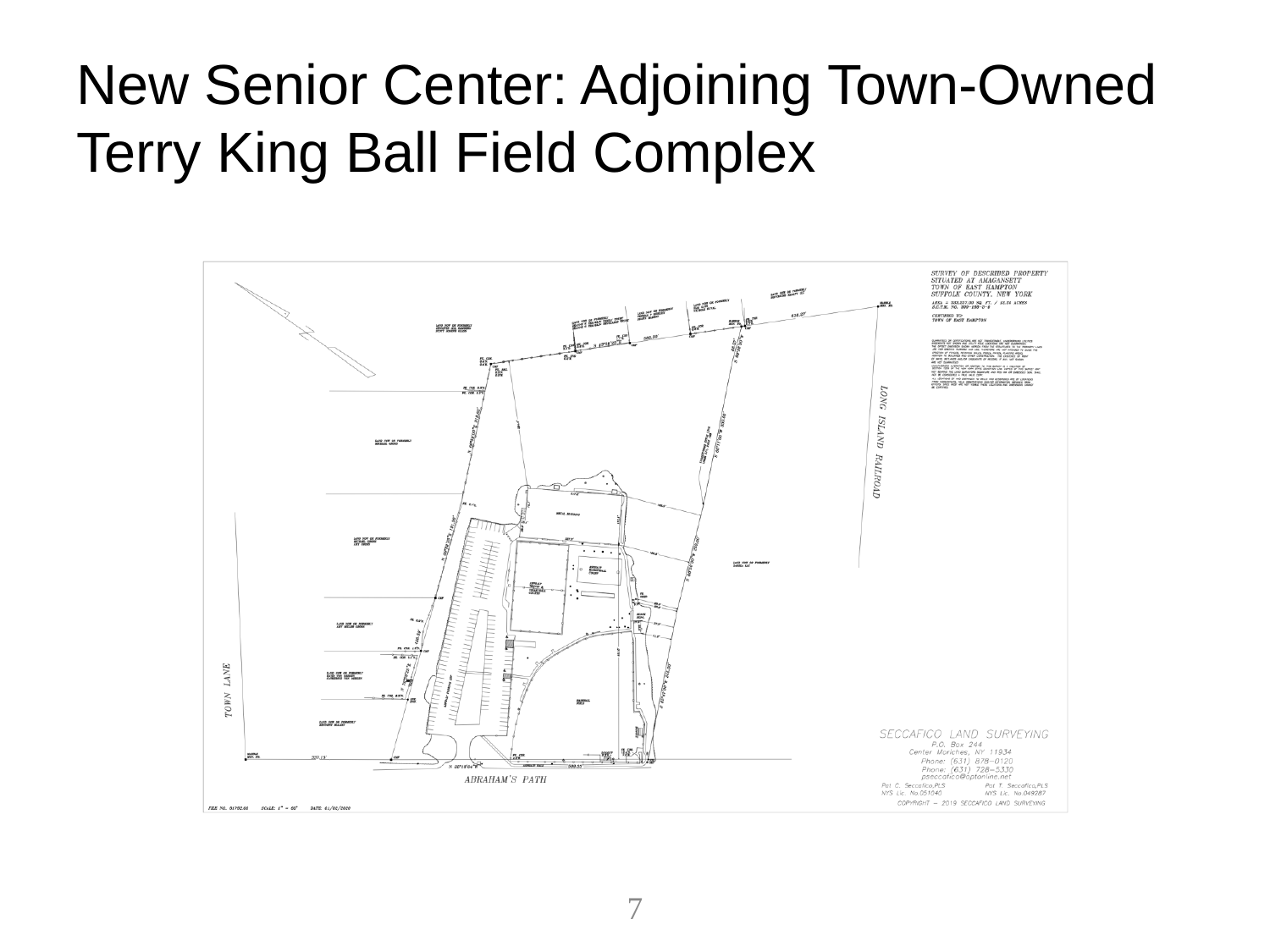# New Senior Center: Adjoining Town-Owned Terry King Ball Field Complex

SURVEY OF DESCRIBED PROPERTY
SITUATED AT AMAGANSETT
TOWN OF EAST HAMPTON
SUFFOLK COUNTY, NEW YORK

CERTIFIED TO:
TOWN OF EAST HAMPTON

LONG ISLAND RAILROAD

TOWN LANE

ABRAHAM'S PATH

SECCAFICO LAND SURVEYING
P.O. Box 244
Center Moriches, NY 11934
Phone: (631) 878-0120
Phone: (631) 728-5330
pseccafico@optonline.net

Pat C. Seccafico,PLS
NYS Lic. No.051040

Pat T. Seccafico,PLS
NYS Lic. No.049287

COPYRIGHT — 2019 SECCAFICO LAND SURVEYING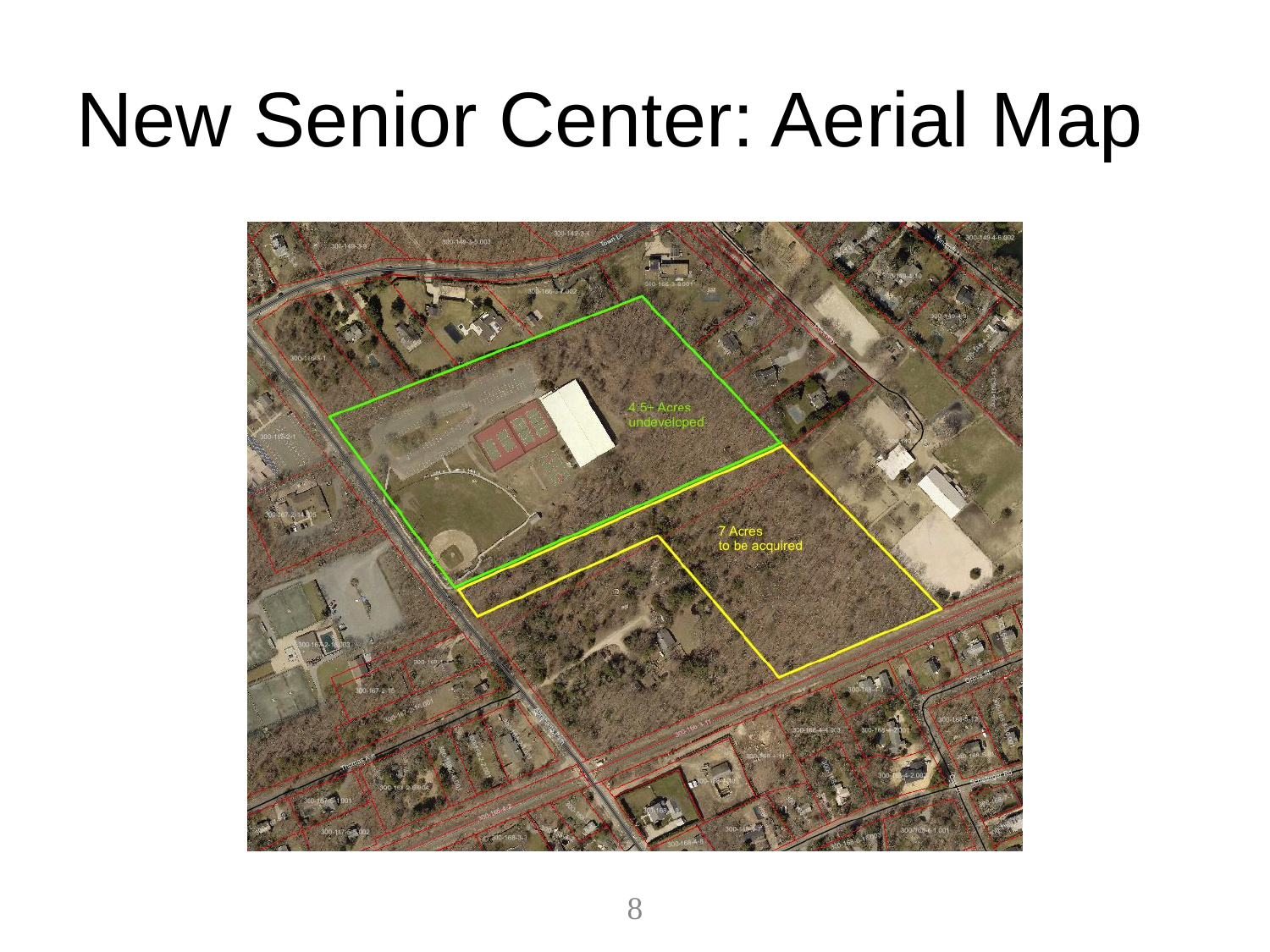# New Senior Center: Aerial Map

4.5+ Acres
undeveloped

7 Acres
to be acquired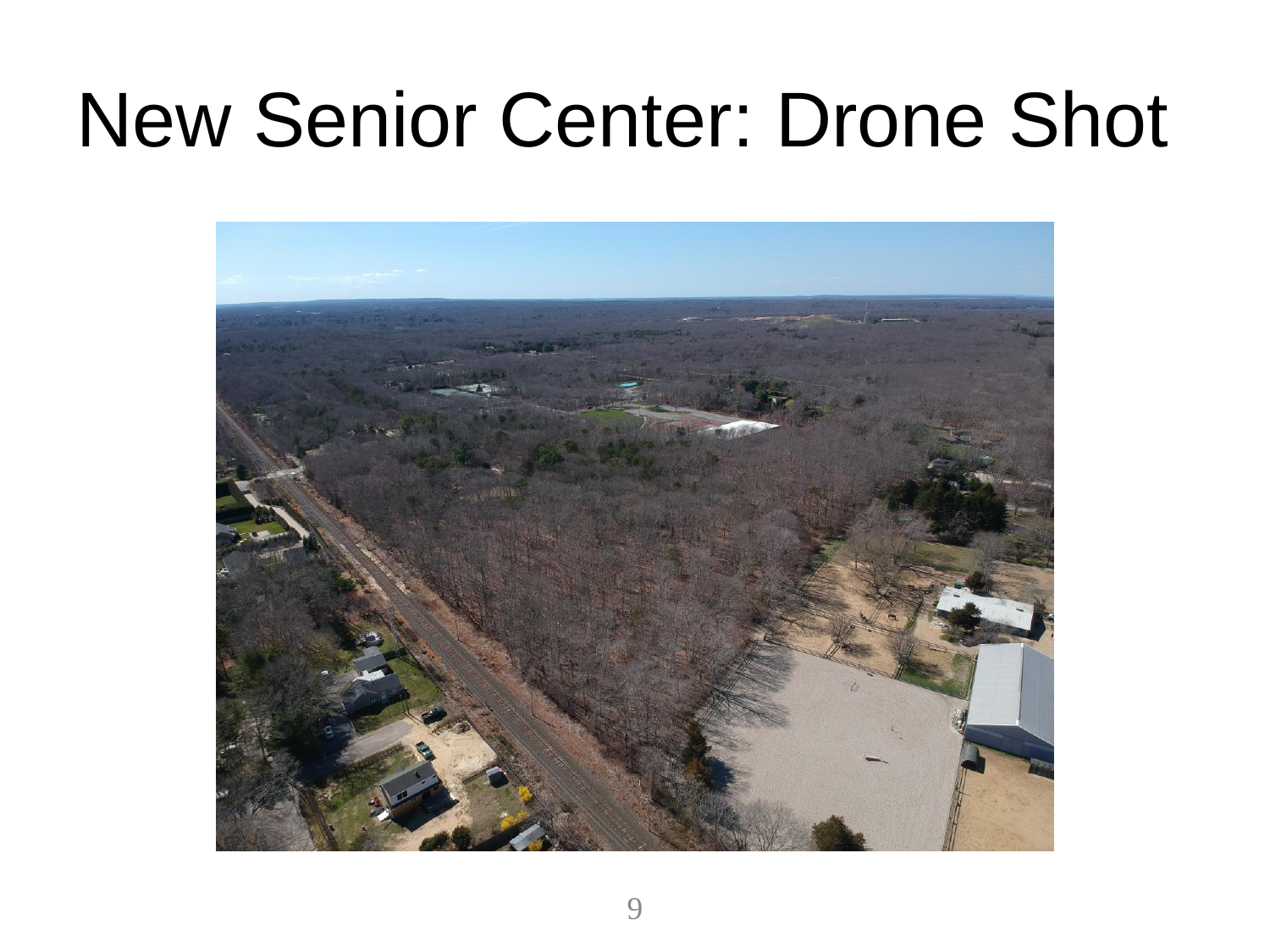# New Senior Center: Drone Shot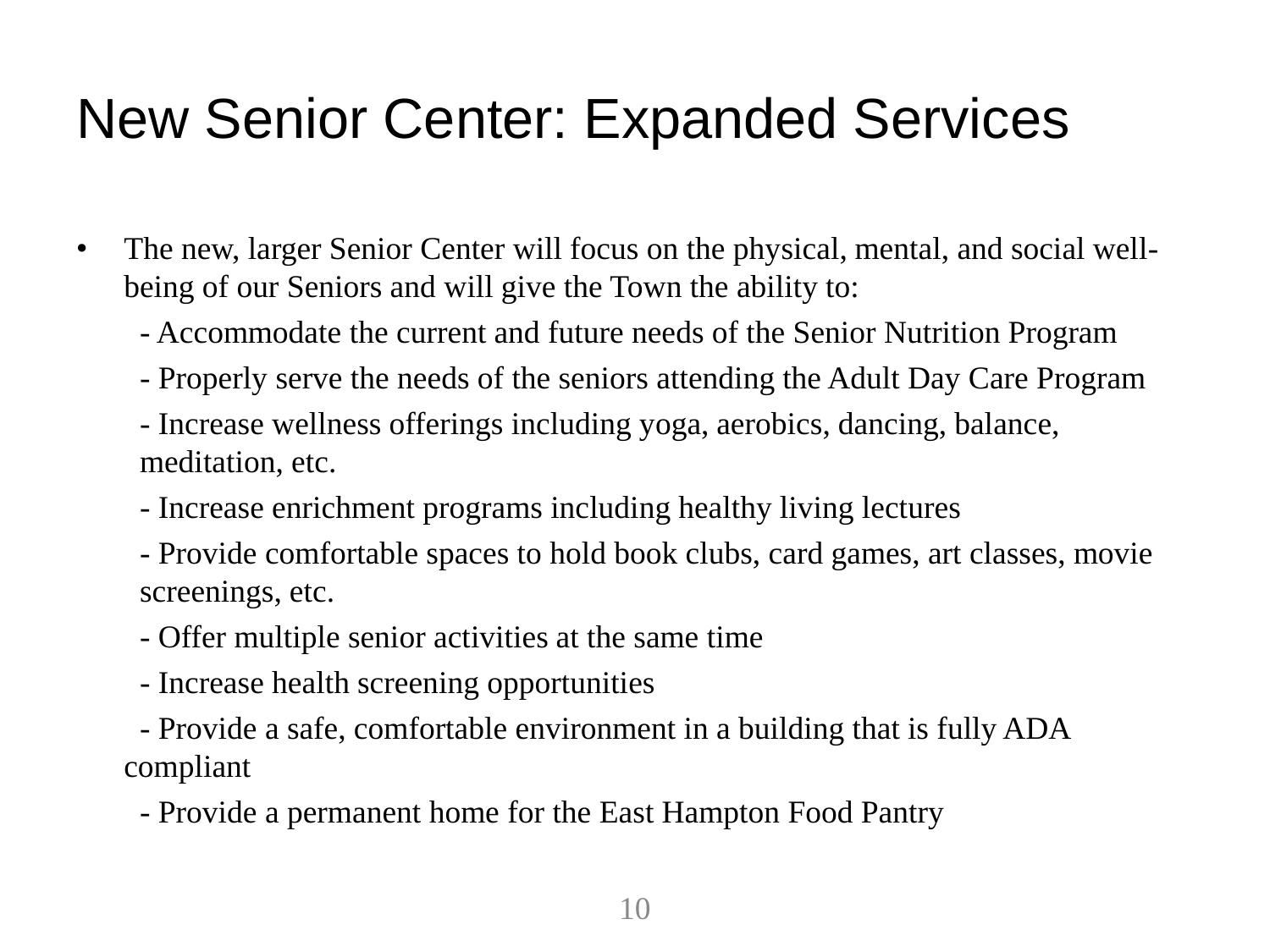# New Senior Center: Expanded Services

- The new, larger Senior Center will focus on the physical, mental, and social well-being of our Seniors and will give the Town the ability to:
  - Accommodate the current and future needs of the Senior Nutrition Program
  - Properly serve the needs of the seniors attending the Adult Day Care Program
  - Increase wellness offerings including yoga, aerobics, dancing, balance, meditation, etc.
  - Increase enrichment programs including healthy living lectures
  - Provide comfortable spaces to hold book clubs, card games, art classes, movie screenings, etc.
  - Offer multiple senior activities at the same time
  - Increase health screening opportunities
  - Provide a safe, comfortable environment in a building that is fully ADA compliant
  - Provide a permanent home for the East Hampton Food Pantry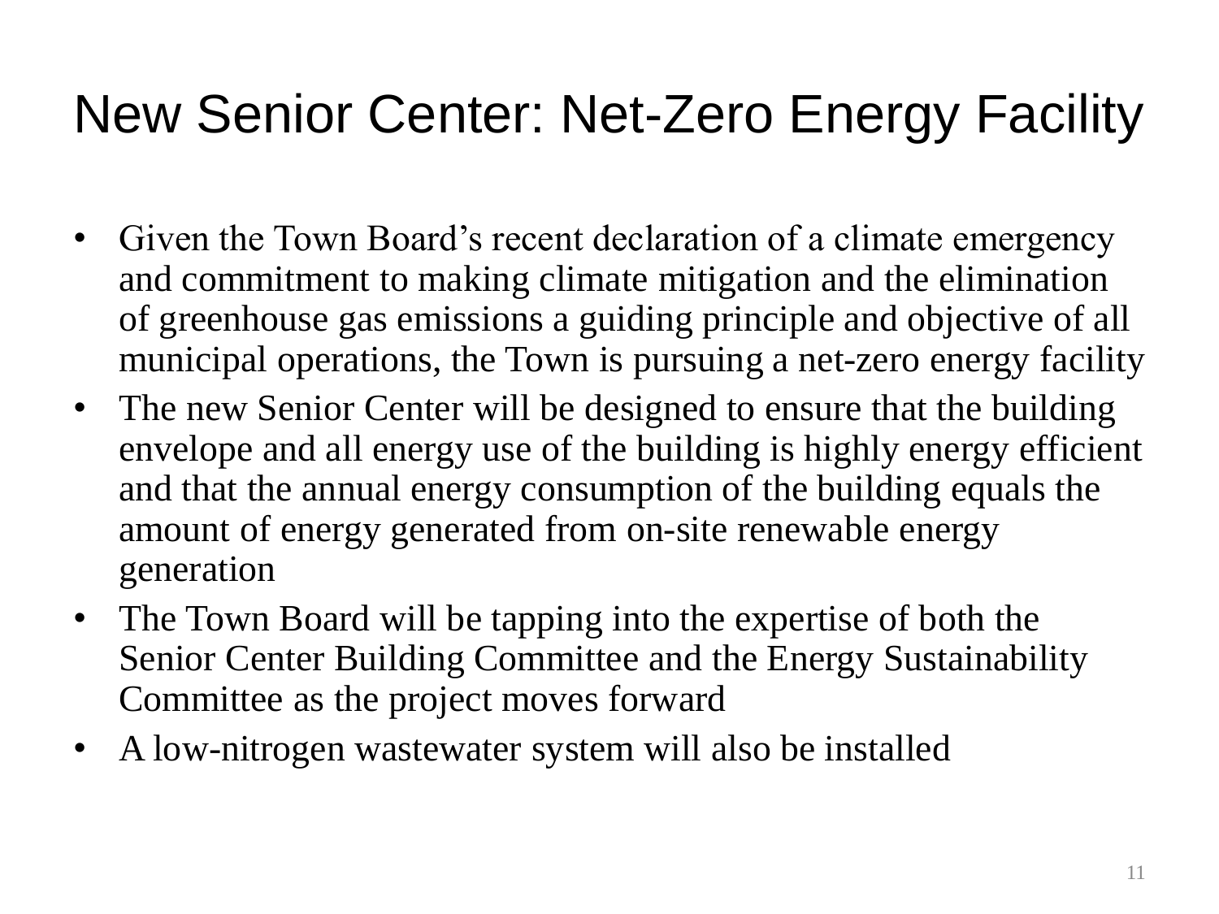# New Senior Center: Net-Zero Energy Facility

- Given the Town Board's recent declaration of a climate emergency and commitment to making climate mitigation and the elimination of greenhouse gas emissions a guiding principle and objective of all municipal operations, the Town is pursuing a net-zero energy facility
- The new Senior Center will be designed to ensure that the building envelope and all energy use of the building is highly energy efficient and that the annual energy consumption of the building equals the amount of energy generated from on-site renewable energy generation
- The Town Board will be tapping into the expertise of both the Senior Center Building Committee and the Energy Sustainability Committee as the project moves forward
- A low-nitrogen wastewater system will also be installed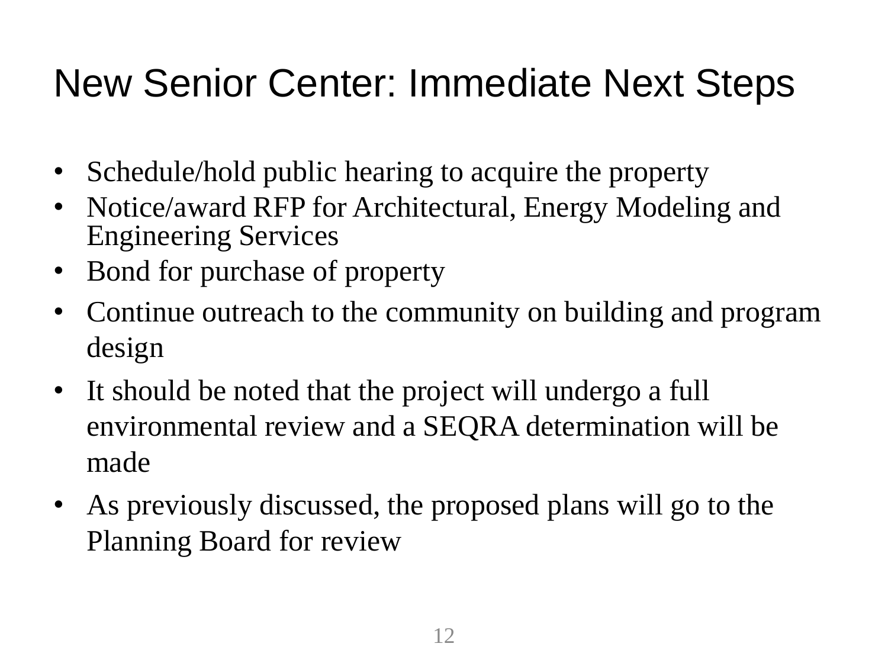# New Senior Center: Immediate Next Steps

- Schedule/hold public hearing to acquire the property
- Notice/award RFP for Architectural, Energy Modeling and Engineering Services
- Bond for purchase of property
- Continue outreach to the community on building and program design
- It should be noted that the project will undergo a full environmental review and a SEQRA determination will be made
- As previously discussed, the proposed plans will go to the Planning Board for review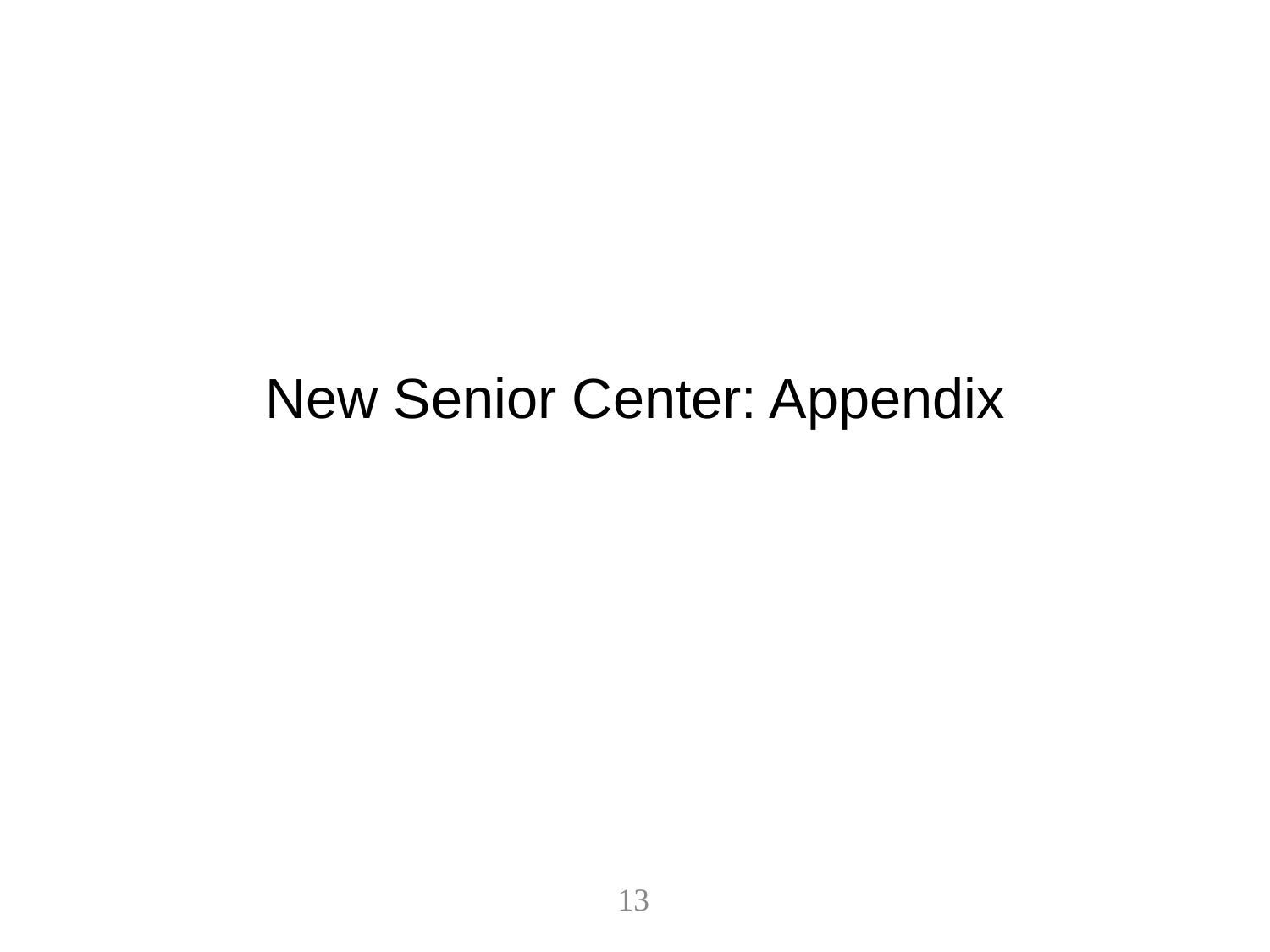# New Senior Center: Appendix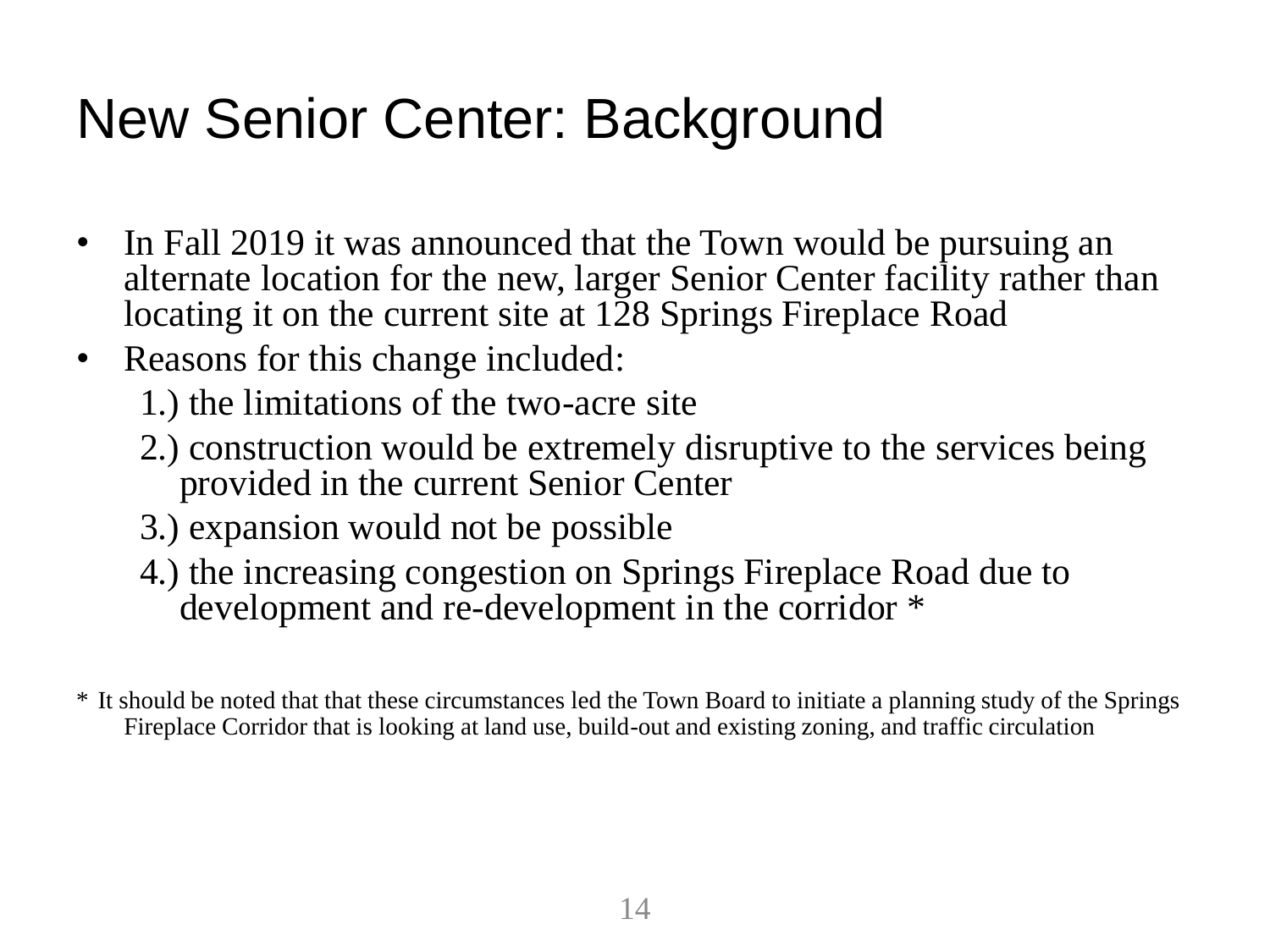# New Senior Center: Background

- In Fall 2019 it was announced that the Town would be pursuing an alternate location for the new, larger Senior Center facility rather than locating it on the current site at 128 Springs Fireplace Road
- Reasons for this change included:
  
  1.) the limitations of the two-acre site
  
  2.) construction would be extremely disruptive to the services being provided in the current Senior Center
  
  3.) expansion would not be possible
  
  4.) the increasing congestion on Springs Fireplace Road due to development and re-development in the corridor *

\* It should be noted that that these circumstances led the Town Board to initiate a planning study of the Springs Fireplace Corridor that is looking at land use, build-out and existing zoning, and traffic circulation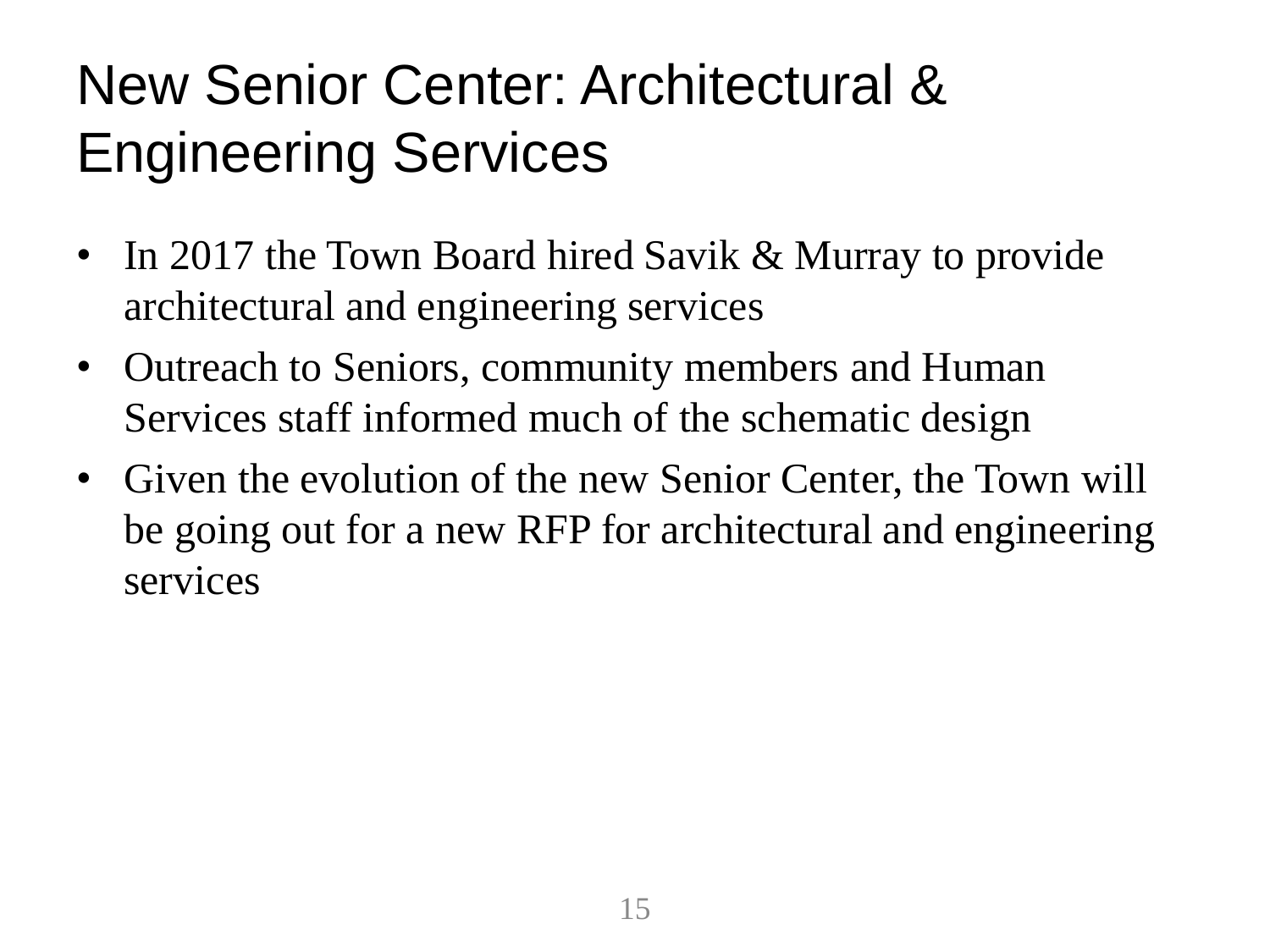# New Senior Center: Architectural & Engineering Services

- In 2017 the Town Board hired Savik & Murray to provide architectural and engineering services
- Outreach to Seniors, community members and Human Services staff informed much of the schematic design
- Given the evolution of the new Senior Center, the Town will be going out for a new RFP for architectural and engineering services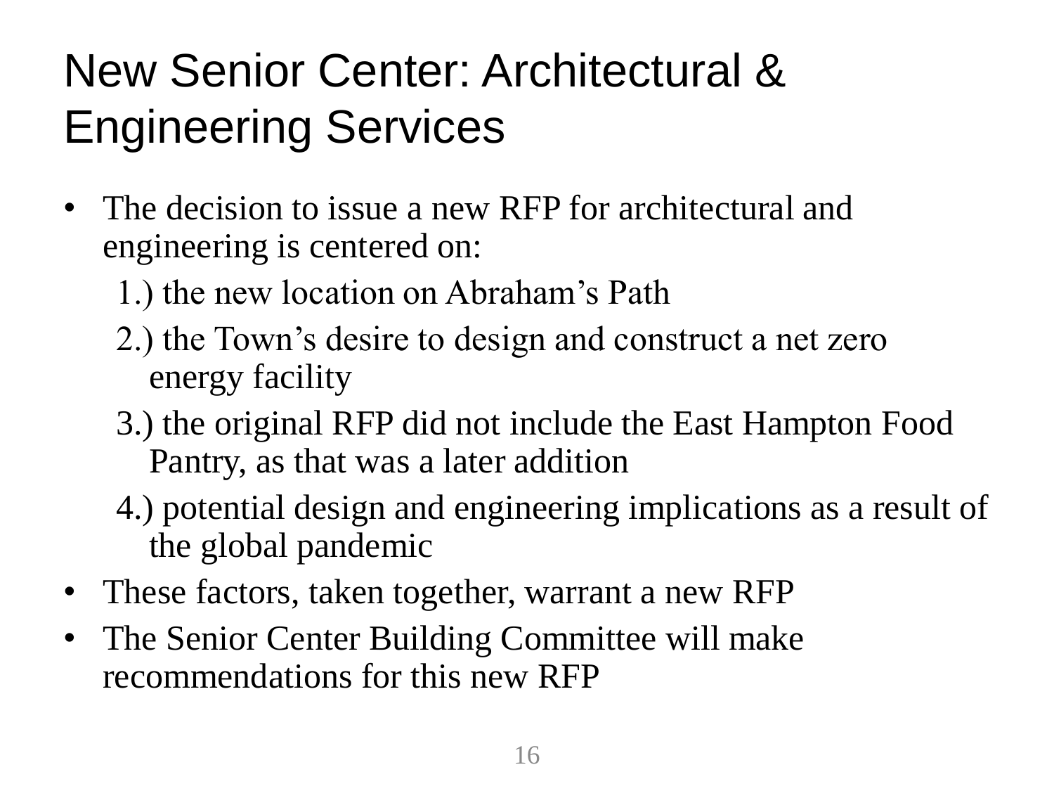# New Senior Center: Architectural & Engineering Services

- The decision to issue a new RFP for architectural and engineering is centered on:
  1.) the new location on Abraham's Path
  2.) the Town's desire to design and construct a net zero energy facility
  3.) the original RFP did not include the East Hampton Food Pantry, as that was a later addition
  4.) potential design and engineering implications as a result of the global pandemic
- These factors, taken together, warrant a new RFP
- The Senior Center Building Committee will make recommendations for this new RFP